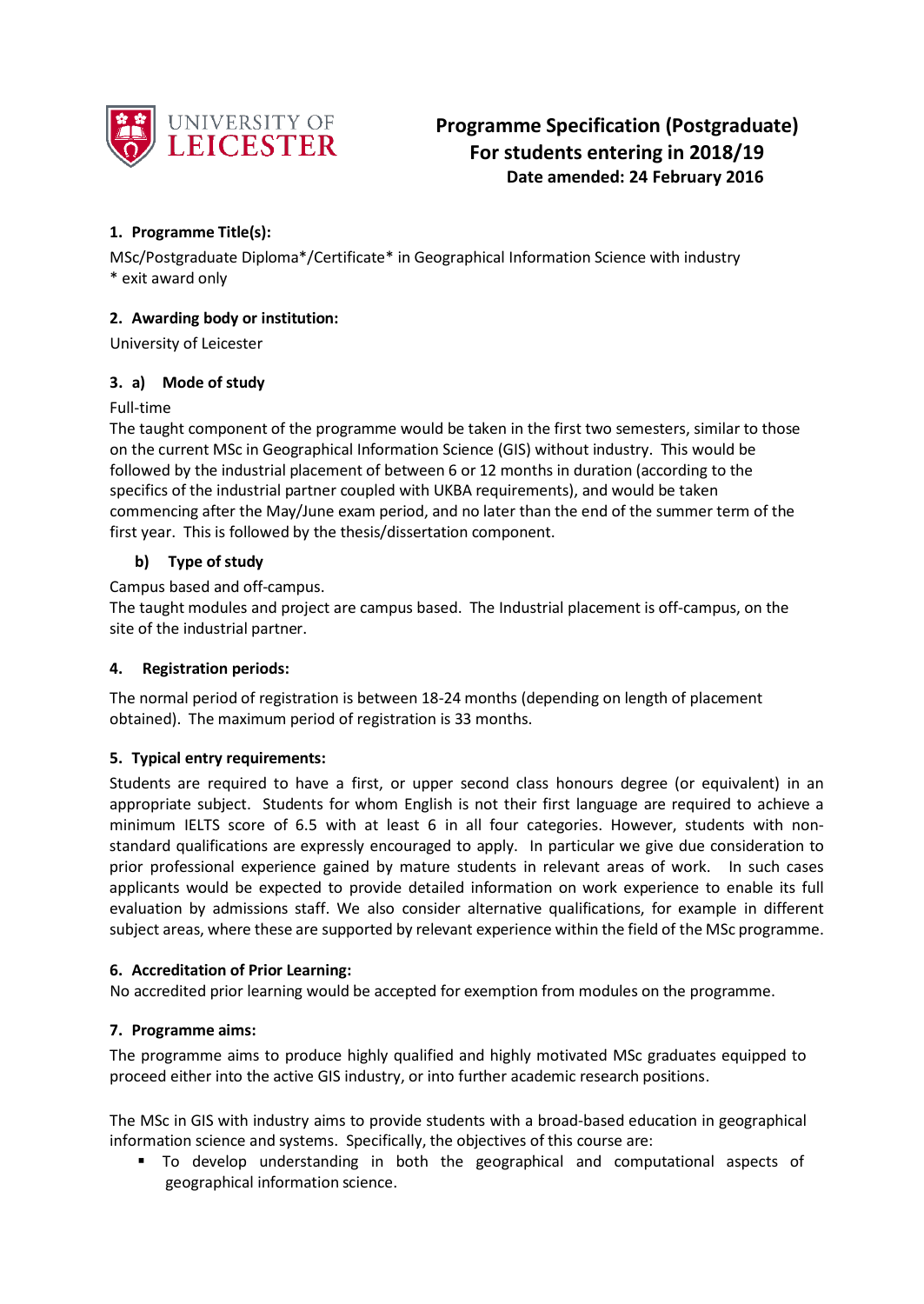# Programme Specification (Postgraduate)
## For students entering in 2018/19
**Date amended: 24 February 2016**

### 1. Programme Title(s):

MSc/Postgraduate Diploma*/Certificate* in Geographical Information Science with industry
* exit award only

### 2. Awarding body or institution:

University of Leicester

### 3. a) Mode of study

Full-time
The taught component of the programme would be taken in the first two semesters, similar to those on the current MSc in Geographical Information Science (GIS) without industry. This would be followed by the industrial placement of between 6 or 12 months in duration (according to the specifics of the industrial partner coupled with UKBA requirements), and would be taken commencing after the May/June exam period, and no later than the end of the summer term of the first year. This is followed by the thesis/dissertation component.

### b) Type of study

Campus based and off-campus.
The taught modules and project are campus based. The Industrial placement is off-campus, on the site of the industrial partner.

### 4. Registration periods:

The normal period of registration is between 18-24 months (depending on length of placement obtained). The maximum period of registration is 33 months.

### 5. Typical entry requirements:

Students are required to have a first, or upper second class honours degree (or equivalent) in an appropriate subject. Students for whom English is not their first language are required to achieve a minimum IELTS score of 6.5 with at least 6 in all four categories. However, students with non-standard qualifications are expressly encouraged to apply. In particular we give due consideration to prior professional experience gained by mature students in relevant areas of work. In such cases applicants would be expected to provide detailed information on work experience to enable its full evaluation by admissions staff. We also consider alternative qualifications, for example in different subject areas, where these are supported by relevant experience within the field of the MSc programme.

### 6. Accreditation of Prior Learning:

No accredited prior learning would be accepted for exemption from modules on the programme.

### 7. Programme aims:

The programme aims to produce highly qualified and highly motivated MSc graduates equipped to proceed either into the active GIS industry, or into further academic research positions.

The MSc in GIS with industry aims to provide students with a broad-based education in geographical information science and systems. Specifically, the objectives of this course are:

- To develop understanding in both the geographical and computational aspects of geographical information science.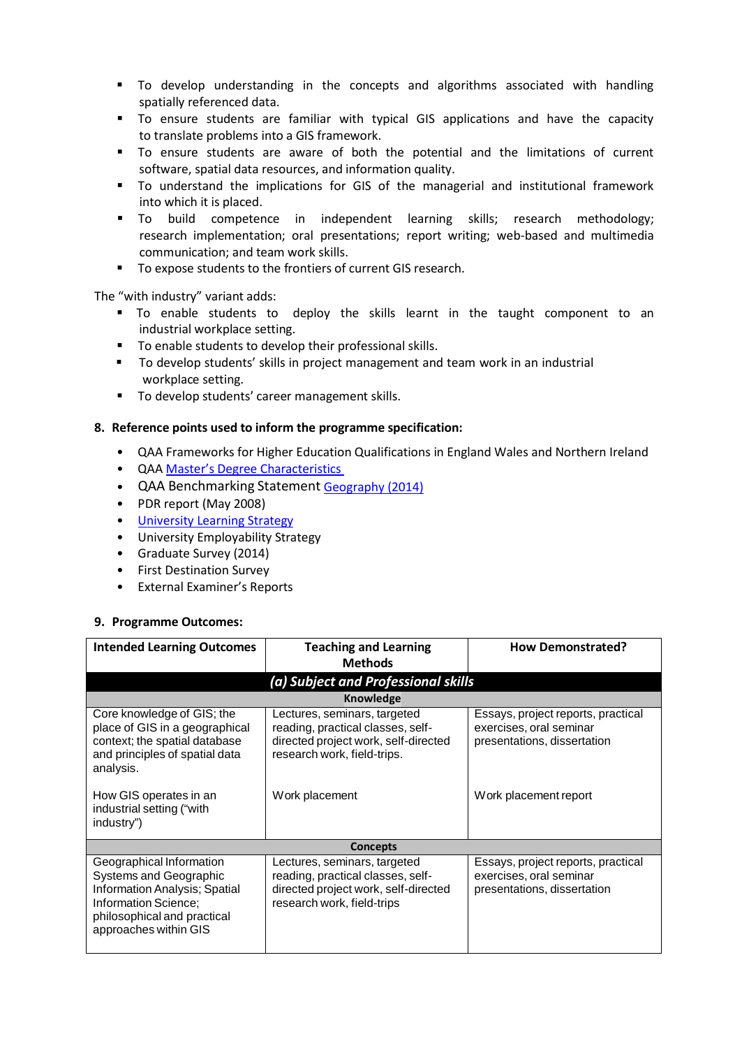- To develop understanding in the concepts and algorithms associated with handling spatially referenced data.
- To ensure students are familiar with typical GIS applications and have the capacity to translate problems into a GIS framework.
- To ensure students are aware of both the potential and the limitations of current software, spatial data resources, and information quality.
- To understand the implications for GIS of the managerial and institutional framework into which it is placed.
- To build competence in independent learning skills; research methodology; research implementation; oral presentations; report writing; web-based and multimedia communication; and team work skills.
- To expose students to the frontiers of current GIS research.

The "with industry" variant adds:

- To enable students to deploy the skills learnt in the taught component to an industrial workplace setting.
- To enable students to develop their professional skills.
- To develop students' skills in project management and team work in an industrial workplace setting.
- To develop students' career management skills.

## 8. Reference points used to inform the programme specification:

- QAA Frameworks for Higher Education Qualifications in England Wales and Northern Ireland
- QAA Master's Degree Characteristics
- QAA Benchmarking Statement Geography (2014)
- PDR report (May 2008)
- University Learning Strategy
- University Employability Strategy
- Graduate Survey (2014)
- First Destination Survey
- External Examiner's Reports

## 9. Programme Outcomes:

| Intended Learning Outcomes | Teaching and Learning Methods | How Demonstrated? |
|---|---|---|
| ***(a) Subject and Professional skills*** | | |
| **Knowledge** | | |
| Core knowledge of GIS; the place of GIS in a geographical context; the spatial database and principles of spatial data analysis. | Lectures, seminars, targeted reading, practical classes, self-directed project work, self-directed research work, field-trips. | Essays, project reports, practical exercises, oral seminar presentations, dissertation |
| How GIS operates in an industrial setting ("with industry") | Work placement | Work placement report |
| **Concepts** | | |
| Geographical Information Systems and Geographic Information Analysis; Spatial Information Science; philosophical and practical approaches within GIS | Lectures, seminars, targeted reading, practical classes, self-directed project work, self-directed research work, field-trips | Essays, project reports, practical exercises, oral seminar presentations, dissertation |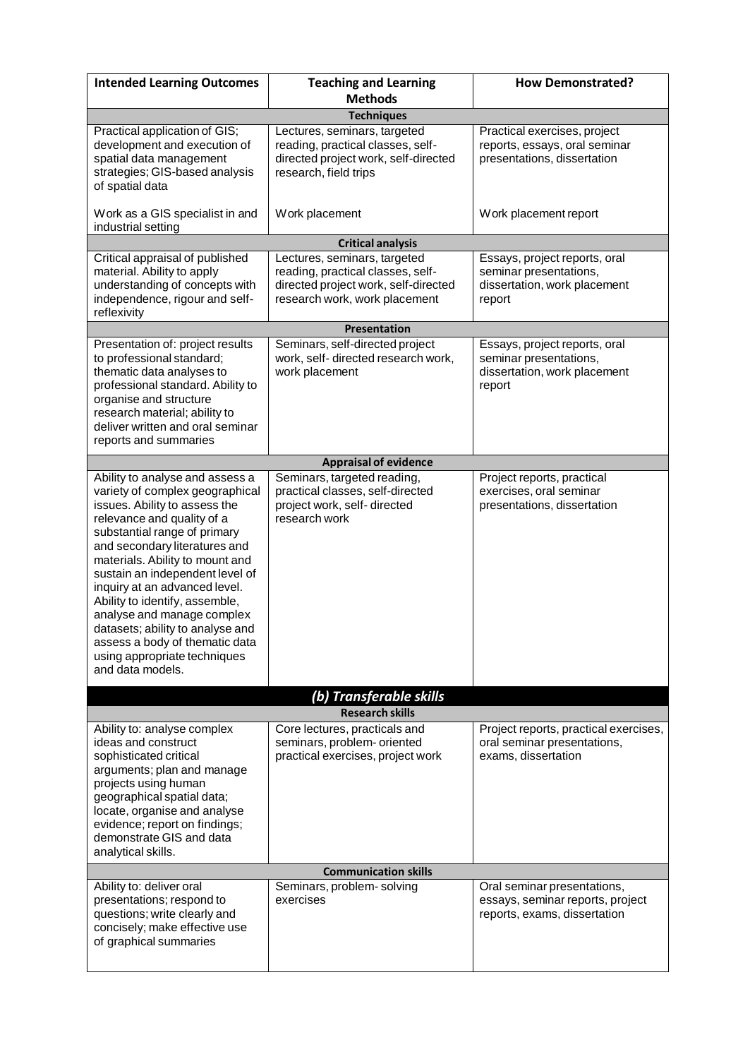| Intended Learning Outcomes | Teaching and Learning Methods | How Demonstrated? |
|---|---|---|
| **Techniques** | | |
| Practical application of GIS; development and execution of spatial data management strategies; GIS-based analysis of spatial data | Lectures, seminars, targeted reading, practical classes, self-directed project work, self-directed research, field trips | Practical exercises, project reports, essays, oral seminar presentations, dissertation |
| Work as a GIS specialist in and industrial setting | Work placement | Work placement report |
| **Critical analysis** | | |
| Critical appraisal of published material. Ability to apply understanding of concepts with independence, rigour and self-reflexivity | Lectures, seminars, targeted reading, practical classes, self-directed project work, self-directed research work, work placement | Essays, project reports, oral seminar presentations, dissertation, work placement report |
| **Presentation** | | |
| Presentation of: project results to professional standard; thematic data analyses to professional standard. Ability to organise and structure research material; ability to deliver written and oral seminar reports and summaries | Seminars, self-directed project work, self- directed research work, work placement | Essays, project reports, oral seminar presentations, dissertation, work placement report |
| **Appraisal of evidence** | | |
| Ability to analyse and assess a variety of complex geographical issues. Ability to assess the relevance and quality of a substantial range of primary and secondary literatures and materials. Ability to mount and sustain an independent level of inquiry at an advanced level. Ability to identify, assemble, analyse and manage complex datasets; ability to analyse and assess a body of thematic data using appropriate techniques and data models. | Seminars, targeted reading, practical classes, self-directed project work, self- directed research work | Project reports, practical exercises, oral seminar presentations, dissertation |
| ***(b) Transferable skills*** | | |
| **Research skills** | | |
| Ability to: analyse complex ideas and construct sophisticated critical arguments; plan and manage projects using human geographical spatial data; locate, organise and analyse evidence; report on findings; demonstrate GIS and data analytical skills. | Core lectures, practicals and seminars, problem- oriented practical exercises, project work | Project reports, practical exercises, oral seminar presentations, exams, dissertation |
| **Communication skills** | | |
| Ability to: deliver oral presentations; respond to questions; write clearly and concisely; make effective use of graphical summaries | Seminars, problem- solving exercises | Oral seminar presentations, essays, seminar reports, project reports, exams, dissertation |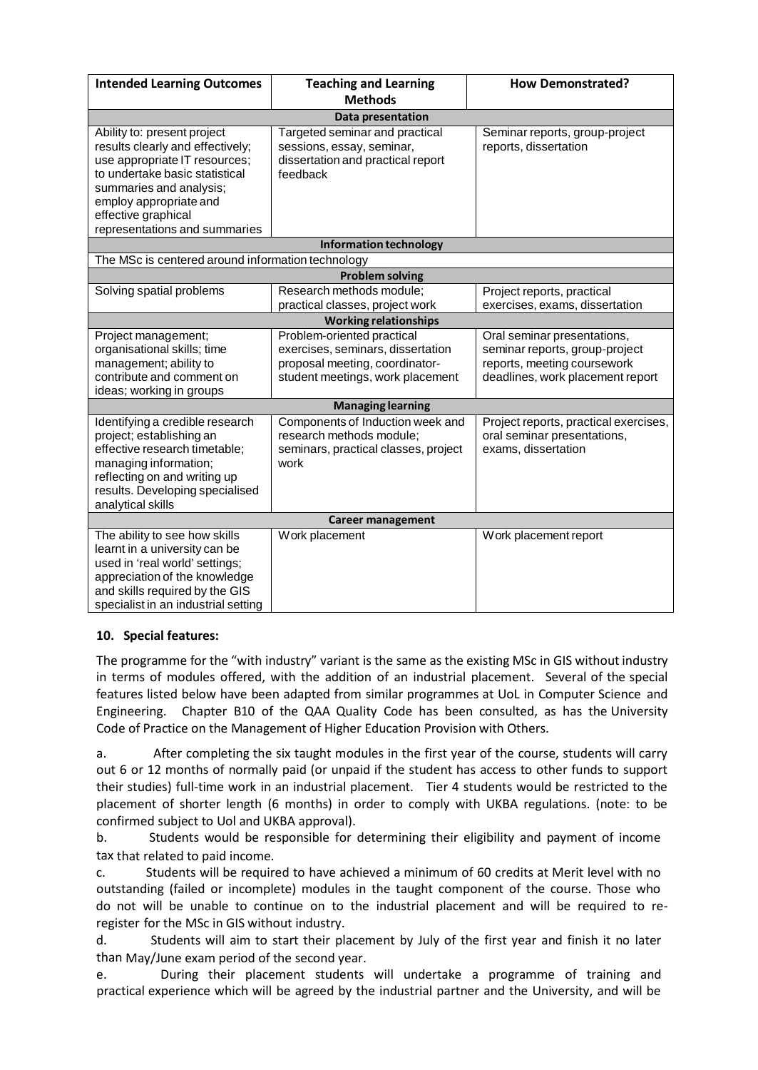| Intended Learning Outcomes | Teaching and Learning Methods | How Demonstrated? |
|---|---|---|
| **Data presentation** | | |
| Ability to: present project results clearly and effectively; use appropriate IT resources; to undertake basic statistical summaries and analysis; employ appropriate and effective graphical representations and summaries | Targeted seminar and practical sessions, essay, seminar, dissertation and practical report feedback | Seminar reports, group-project reports, dissertation |
| **Information technology** | | |
| The MSc is centered around information technology | | |
| **Problem solving** | | |
| Solving spatial problems | Research methods module; practical classes, project work | Project reports, practical exercises, exams, dissertation |
| **Working relationships** | | |
| Project management; organisational skills; time management; ability to contribute and comment on ideas; working in groups | Problem-oriented practical exercises, seminars, dissertation proposal meeting, coordinator-student meetings, work placement | Oral seminar presentations, seminar reports, group-project reports, meeting coursework deadlines, work placement report |
| **Managing learning** | | |
| Identifying a credible research project; establishing an effective research timetable; managing information; reflecting on and writing up results. Developing specialised analytical skills | Components of Induction week and research methods module; seminars, practical classes, project work | Project reports, practical exercises, oral seminar presentations, exams, dissertation |
| **Career management** | | |
| The ability to see how skills learnt in a university can be used in 'real world' settings; appreciation of the knowledge and skills required by the GIS specialist in an industrial setting | Work placement | Work placement report |

**10. Special features:**

The programme for the "with industry" variant is the same as the existing MSc in GIS without industry in terms of modules offered, with the addition of an industrial placement. Several of the special features listed below have been adapted from similar programmes at UoL in Computer Science and Engineering. Chapter B10 of the QAA Quality Code has been consulted, as has the University Code of Practice on the Management of Higher Education Provision with Others.

a. After completing the six taught modules in the first year of the course, students will carry out 6 or 12 months of normally paid (or unpaid if the student has access to other funds to support their studies) full-time work in an industrial placement. Tier 4 students would be restricted to the placement of shorter length (6 months) in order to comply with UKBA regulations. (note: to be confirmed subject to UoL and UKBA approval).

b. Students would be responsible for determining their eligibility and payment of income tax that related to paid income.

c. Students will be required to have achieved a minimum of 60 credits at Merit level with no outstanding (failed or incomplete) modules in the taught component of the course. Those who do not will be unable to continue on to the industrial placement and will be required to re-register for the MSc in GIS without industry.

d. Students will aim to start their placement by July of the first year and finish it no later than May/June exam period of the second year.

e. During their placement students will undertake a programme of training and practical experience which will be agreed by the industrial partner and the University, and will be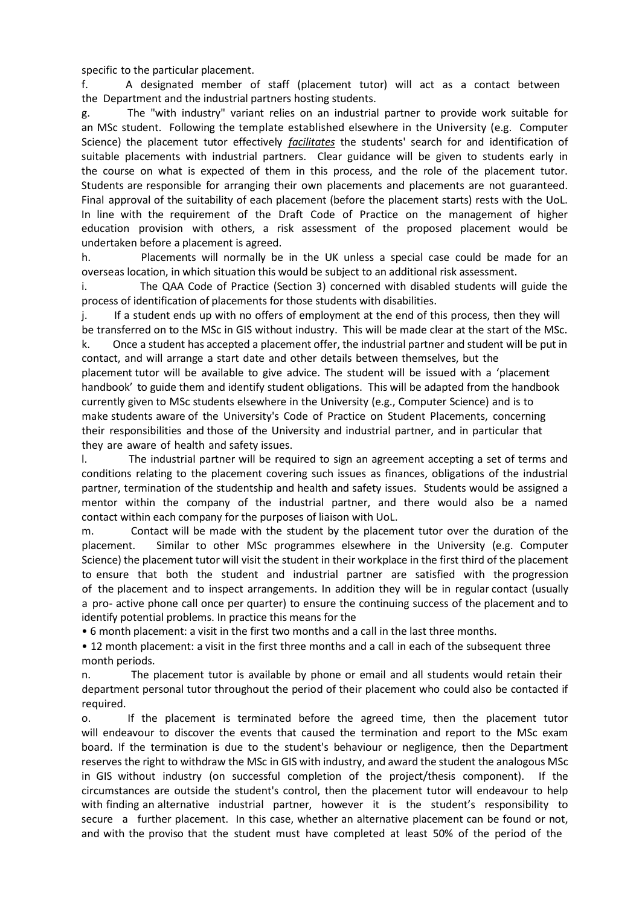specific to the particular placement.

f. A designated member of staff (placement tutor) will act as a contact between the Department and the industrial partners hosting students.

g. The "with industry" variant relies on an industrial partner to provide work suitable for an MSc student. Following the template established elsewhere in the University (e.g. Computer Science) the placement tutor effectively ***facilitates*** the students' search for and identification of suitable placements with industrial partners. Clear guidance will be given to students early in the course on what is expected of them in this process, and the role of the placement tutor. Students are responsible for arranging their own placements and placements are not guaranteed. Final approval of the suitability of each placement (before the placement starts) rests with the UoL. In line with the requirement of the Draft Code of Practice on the management of higher education provision with others, a risk assessment of the proposed placement would be undertaken before a placement is agreed.

h. Placements will normally be in the UK unless a special case could be made for an overseas location, in which situation this would be subject to an additional risk assessment.

i. The QAA Code of Practice (Section 3) concerned with disabled students will guide the process of identification of placements for those students with disabilities.

j. If a student ends up with no offers of employment at the end of this process, then they will be transferred on to the MSc in GIS without industry. This will be made clear at the start of the MSc.

k. Once a student has accepted a placement offer, the industrial partner and student will be put in contact, and will arrange a start date and other details between themselves, but the placement tutor will be available to give advice. The student will be issued with a 'placement handbook' to guide them and identify student obligations. This will be adapted from the handbook currently given to MSc students elsewhere in the University (e.g., Computer Science) and is to make students aware of the University's Code of Practice on Student Placements, concerning their responsibilities and those of the University and industrial partner, and in particular that they are aware of health and safety issues.

l. The industrial partner will be required to sign an agreement accepting a set of terms and conditions relating to the placement covering such issues as finances, obligations of the industrial partner, termination of the studentship and health and safety issues. Students would be assigned a mentor within the company of the industrial partner, and there would also be a named contact within each company for the purposes of liaison with UoL.

m. Contact will be made with the student by the placement tutor over the duration of the placement. Similar to other MSc programmes elsewhere in the University (e.g. Computer Science) the placement tutor will visit the student in their workplace in the first third of the placement to ensure that both the student and industrial partner are satisfied with the progression of the placement and to inspect arrangements. In addition they will be in regular contact (usually a pro- active phone call once per quarter) to ensure the continuing success of the placement and to identify potential problems. In practice this means for the

- 6 month placement: a visit in the first two months and a call in the last three months.
- 12 month placement: a visit in the first three months and a call in each of the subsequent three month periods.

n. The placement tutor is available by phone or email and all students would retain their department personal tutor throughout the period of their placement who could also be contacted if required.

o. If the placement is terminated before the agreed time, then the placement tutor will endeavour to discover the events that caused the termination and report to the MSc exam board. If the termination is due to the student's behaviour or negligence, then the Department reserves the right to withdraw the MSc in GIS with industry, and award the student the analogous MSc in GIS without industry (on successful completion of the project/thesis component). If the circumstances are outside the student's control, then the placement tutor will endeavour to help with finding an alternative industrial partner, however it is the student's responsibility to secure a further placement. In this case, whether an alternative placement can be found or not, and with the proviso that the student must have completed at least 50% of the period of the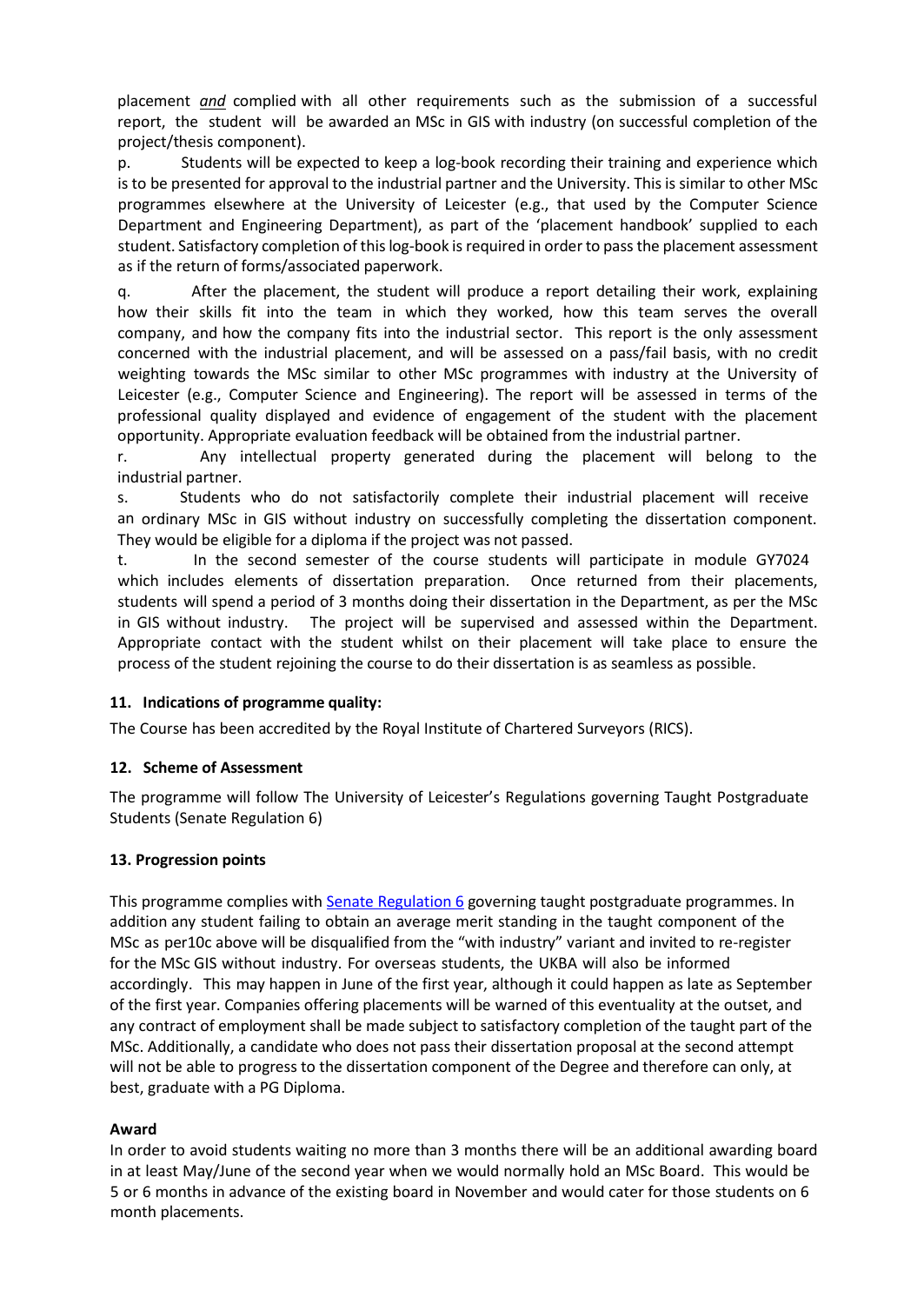placement *and* complied with all other requirements such as the submission of a successful report, the student will be awarded an MSc in GIS with industry (on successful completion of the project/thesis component).

p. Students will be expected to keep a log-book recording their training and experience which is to be presented for approval to the industrial partner and the University. This is similar to other MSc programmes elsewhere at the University of Leicester (e.g., that used by the Computer Science Department and Engineering Department), as part of the 'placement handbook' supplied to each student. Satisfactory completion of this log-book is required in order to pass the placement assessment as if the return of forms/associated paperwork.

q. After the placement, the student will produce a report detailing their work, explaining how their skills fit into the team in which they worked, how this team serves the overall company, and how the company fits into the industrial sector. This report is the only assessment concerned with the industrial placement, and will be assessed on a pass/fail basis, with no credit weighting towards the MSc similar to other MSc programmes with industry at the University of Leicester (e.g., Computer Science and Engineering). The report will be assessed in terms of the professional quality displayed and evidence of engagement of the student with the placement opportunity. Appropriate evaluation feedback will be obtained from the industrial partner.

r. Any intellectual property generated during the placement will belong to the industrial partner.

s. Students who do not satisfactorily complete their industrial placement will receive an ordinary MSc in GIS without industry on successfully completing the dissertation component. They would be eligible for a diploma if the project was not passed.

t. In the second semester of the course students will participate in module GY7024 which includes elements of dissertation preparation. Once returned from their placements, students will spend a period of 3 months doing their dissertation in the Department, as per the MSc in GIS without industry. The project will be supervised and assessed within the Department. Appropriate contact with the student whilst on their placement will take place to ensure the process of the student rejoining the course to do their dissertation is as seamless as possible.

### 11. Indications of programme quality:

The Course has been accredited by the Royal Institute of Chartered Surveyors (RICS).

### 12. Scheme of Assessment

The programme will follow The University of Leicester's Regulations governing Taught Postgraduate Students (Senate Regulation 6)

### 13. Progression points

This programme complies with Senate Regulation 6 governing taught postgraduate programmes. In addition any student failing to obtain an average merit standing in the taught component of the MSc as per10c above will be disqualified from the "with industry" variant and invited to re-register for the MSc GIS without industry. For overseas students, the UKBA will also be informed accordingly. This may happen in June of the first year, although it could happen as late as September of the first year. Companies offering placements will be warned of this eventuality at the outset, and any contract of employment shall be made subject to satisfactory completion of the taught part of the MSc. Additionally, a candidate who does not pass their dissertation proposal at the second attempt will not be able to progress to the dissertation component of the Degree and therefore can only, at best, graduate with a PG Diploma.

**Award**

In order to avoid students waiting no more than 3 months there will be an additional awarding board in at least May/June of the second year when we would normally hold an MSc Board. This would be 5 or 6 months in advance of the existing board in November and would cater for those students on 6 month placements.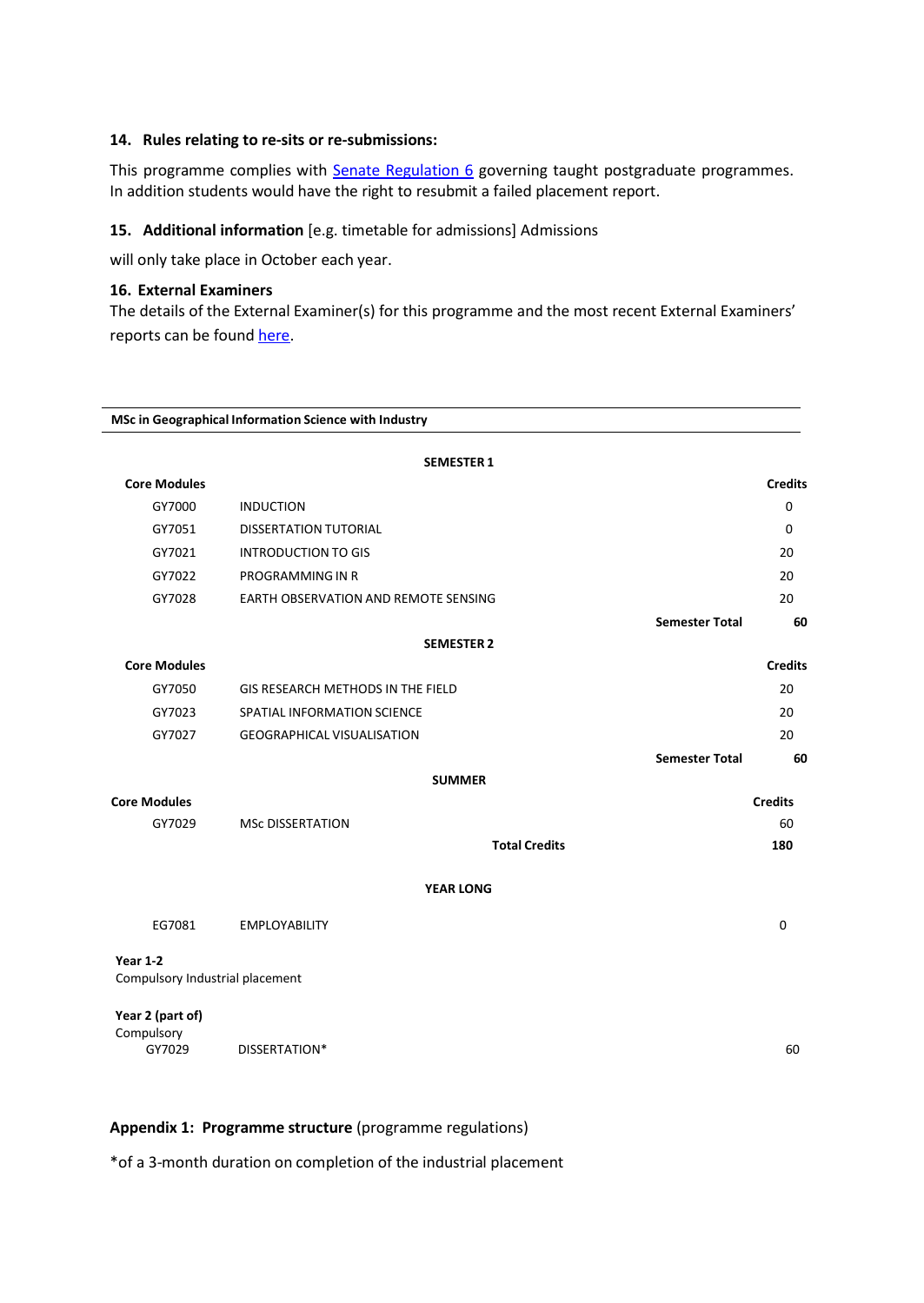### 14. Rules relating to re-sits or re-submissions:

This programme complies with Senate Regulation 6 governing taught postgraduate programmes. In addition students would have the right to resubmit a failed placement report.

### 15. Additional information [e.g. timetable for admissions] Admissions

will only take place in October each year.

### 16. External Examiners

The details of the External Examiner(s) for this programme and the most recent External Examiners' reports can be found here.

**MSc in Geographical Information Science with Industry**

| | **SEMESTER 1** | |
|---|---|---|
| **Core Modules** | | **Credits** |
| GY7000 | INDUCTION | 0 |
| GY7051 | DISSERTATION TUTORIAL | 0 |
| GY7021 | INTRODUCTION TO GIS | 20 |
| GY7022 | PROGRAMMING IN R | 20 |
| GY7028 | EARTH OBSERVATION AND REMOTE SENSING | 20 |
| | **Semester Total** | **60** |
| | **SEMESTER 2** | |
| **Core Modules** | | **Credits** |
| GY7050 | GIS RESEARCH METHODS IN THE FIELD | 20 |
| GY7023 | SPATIAL INFORMATION SCIENCE | 20 |
| GY7027 | GEOGRAPHICAL VISUALISATION | 20 |
| | **Semester Total** | **60** |
| | **SUMMER** | |
| **Core Modules** | | **Credits** |
| GY7029 | MSc DISSERTATION | 60 |
| | **Total Credits** | **180** |
| | **YEAR LONG** | |
| EG7081 | EMPLOYABILITY | 0 |
| **Year 1-2** | | |
| Compulsory Industrial placement | | |
| **Year 2 (part of)** | | |
| Compulsory | | |
| GY7029 | DISSERTATION* | 60 |

### Appendix 1: Programme structure (programme regulations)

*of a 3-month duration on completion of the industrial placement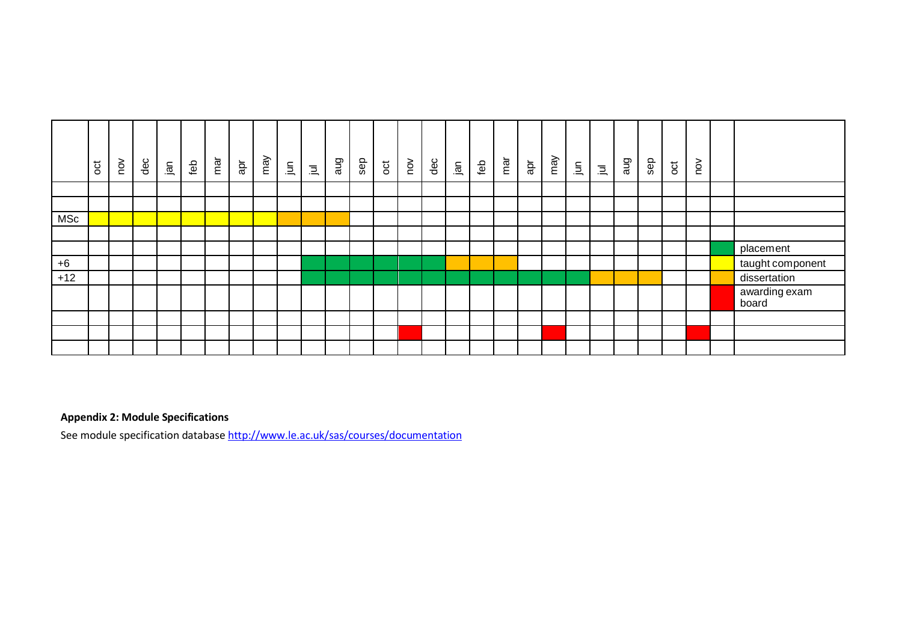| | oct | nov | dec | jan | feb | mar | apr | may | jun | jul | aug | sep | oct | nov | dec | jan | feb | mar | apr | may | jun | jul | aug | sep | oct | nov | | |
|---|---|---|---|---|---|---|---|---|---|---|---|---|---|---|---|---|---|---|---|---|---|---|---|---|---|---|---|---|
| | | | | | | | | | | | | | | | | | | | | | | | | | | | | |
| | | | | | | | | | | | | | | | | | | | | | | | | | | | | |
| MSc | | | | | | | | | | | | | | | | | | | | | | | | | | | | |
| | | | | | | | | | | | | | | | | | | | | | | | | | | | | |
| | | | | | | | | | | | | | | | | | | | | | | | | | | | | placement |
| +6 | | | | | | | | | | | | | | | | | | | | | | | | | | | | taught component |
| +12 | | | | | | | | | | | | | | | | | | | | | | | | | | | | dissertation |
| | | | | | | | | | | | | | | | | | | | | | | | | | | | | awarding exam board |
| | | | | | | | | | | | | | | | | | | | | | | | | | | | | |
| | | | | | | | | | | | | | | | | | | | | | | | | | | | | |
| | | | | | | | | | | | | | | | | | | | | | | | | | | | | |

**Appendix 2: Module Specifications**

See module specification database http://www.le.ac.uk/sas/courses/documentation